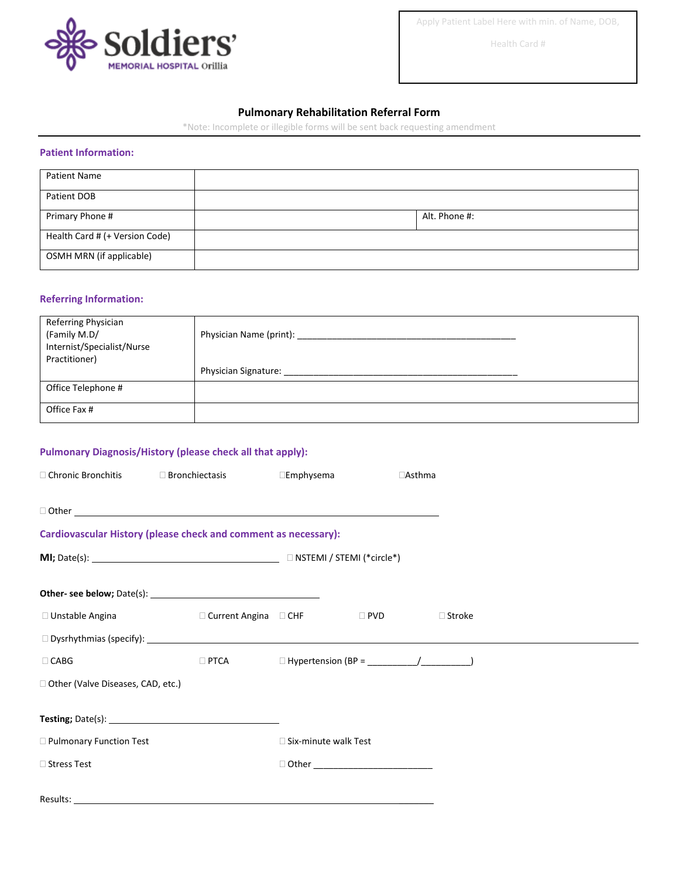Soldiers' MEMORIAL HOSPITAL Orillia

Apply Patient Label Here with min. of Name, DOB, Health Card #

## Pulmonary Rehabilitation Referral Form

*Note: Incomplete or illegible forms will be sent back requesting amendment

### Patient Information:

| Patient Name | | |
|---|---|---|
| Patient DOB | | |
| Primary Phone # | | Alt. Phone #: |
| Health Card # (+ Version Code) | | |
| OSMH MRN (if applicable) | | |

### Referring Information:

| Referring Physician (Family M.D/ Internist/Specialist/Nurse Practitioner) | Physician Name (print): _______________ Physician Signature: _______________ |
|---|---|
| Office Telephone # | |
| Office Fax # | |

### Pulmonary Diagnosis/History (please check all that apply):

☐ Chronic Bronchitis ☐ Bronchiectasis ☐ Emphysema ☐ Asthma

☐ Other _______________

### Cardiovascular History (please check and comment as necessary):

**MI;** Date(s): _______________ ☐ NSTEMI / STEMI (*circle*)

**Other- see below;** Date(s): _______________

☐ Unstable Angina ☐ Current Angina ☐ CHF ☐ PVD ☐ Stroke

☐ Dysrhythmias (specify): _______________

☐ CABG ☐ PTCA ☐ Hypertension (BP = __________/__________)

☐ Other (Valve Diseases, CAD, etc.)

**Testing;** Date(s): _______________

☐ Pulmonary Function Test ☐ Six-minute walk Test

☐ Stress Test ☐ Other _______________

Results: _______________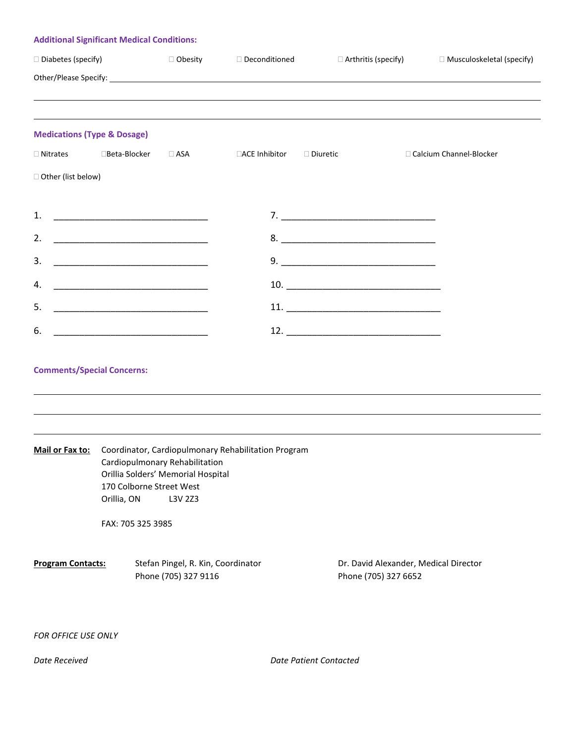### Additional Significant Medical Conditions:

☐ Diabetes (specify) ☐ Obesity ☐ Deconditioned ☐ Arthritis (specify) ☐ Musculoskeletal (specify)

Other/Please Specify: ____________________________________________

____________________________________________

____________________________________________

### Medications (Type & Dosage)

☐ Nitrates ☐Beta-Blocker ☐ ASA ☐ACE Inhibitor ☐ Diuretic ☐ Calcium Channel-Blocker

☐ Other (list below)

1. ________________________________
2. ________________________________
3. ________________________________
4. ________________________________
5. ________________________________
6. ________________________________
7. ________________________________
8. ________________________________
9. ________________________________
10. ________________________________
11. ________________________________
12. ________________________________

### Comments/Special Concerns:

____________________________________________

____________________________________________

____________________________________________

**Mail or Fax to:** Coordinator, Cardiopulmonary Rehabilitation Program
Cardiopulmonary Rehabilitation
Orillia Solders' Memorial Hospital
170 Colborne Street West
Orillia, ON L3V 2Z3

FAX: 705 325 3985

**Program Contacts:**

Stefan Pingel, R. Kin, Coordinator
Phone (705) 327 9116

Dr. David Alexander, Medical Director
Phone (705) 327 6652

*FOR OFFICE USE ONLY*

*Date Received*

*Date Patient Contacted*